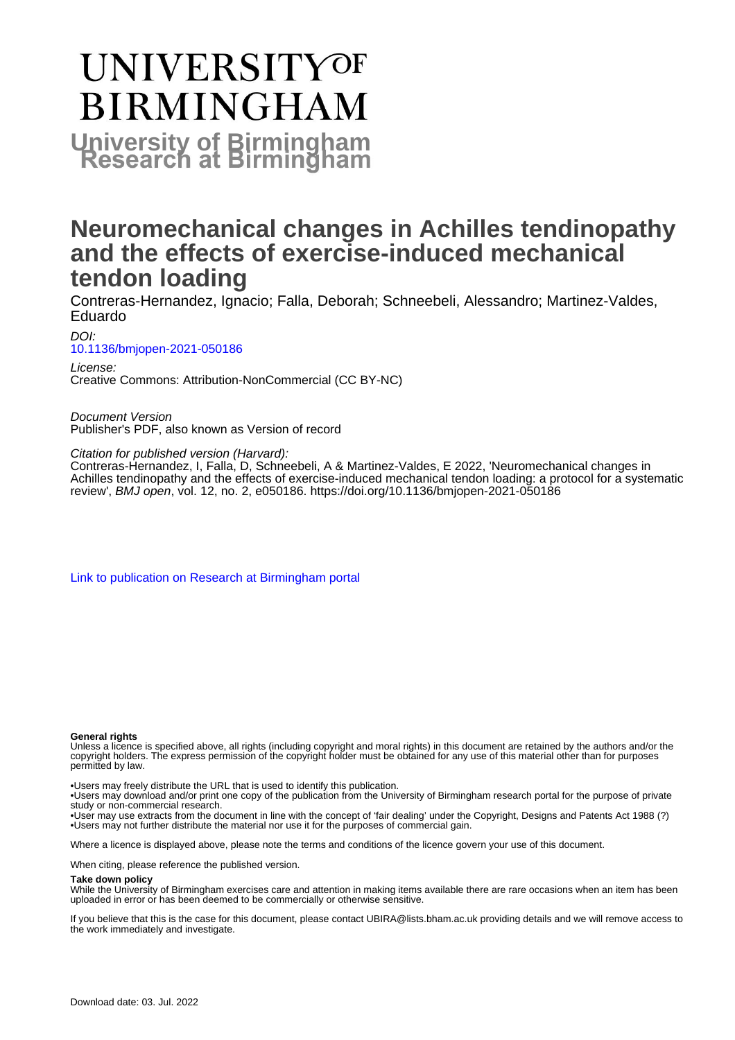# UNIVERSITY OF BIRMINGHAM

**University of Birmingham Research at Birmingham**

# Neuromechanical changes in Achilles tendinopathy and the effects of exercise-induced mechanical tendon loading

Contreras-Hernandez, Ignacio; Falla, Deborah; Schneebeli, Alessandro; Martinez-Valdes, Eduardo

*DOI:*
10.1136/bmjopen-2021-050186

*License:*
Creative Commons: Attribution-NonCommercial (CC BY-NC)

*Document Version*
Publisher's PDF, also known as Version of record

*Citation for published version (Harvard):*
Contreras-Hernandez, I, Falla, D, Schneebeli, A & Martinez-Valdes, E 2022, 'Neuromechanical changes in Achilles tendinopathy and the effects of exercise-induced mechanical tendon loading: a protocol for a systematic review', *BMJ open*, vol. 12, no. 2, e050186. https://doi.org/10.1136/bmjopen-2021-050186

Link to publication on Research at Birmingham portal

**General rights**
Unless a licence is specified above, all rights (including copyright and moral rights) in this document are retained by the authors and/or the copyright holders. The express permission of the copyright holder must be obtained for any use of this material other than for purposes permitted by law.

•Users may freely distribute the URL that is used to identify this publication.
•Users may download and/or print one copy of the publication from the University of Birmingham research portal for the purpose of private study or non-commercial research.
•User may use extracts from the document in line with the concept of 'fair dealing' under the Copyright, Designs and Patents Act 1988 (?)
•Users may not further distribute the material nor use it for the purposes of commercial gain.

Where a licence is displayed above, please note the terms and conditions of the licence govern your use of this document.

When citing, please reference the published version.

**Take down policy**
While the University of Birmingham exercises care and attention in making items available there are rare occasions when an item has been uploaded in error or has been deemed to be commercially or otherwise sensitive.

If you believe that this is the case for this document, please contact UBIRA@lists.bham.ac.uk providing details and we will remove access to the work immediately and investigate.

Download date: 03. Jul. 2022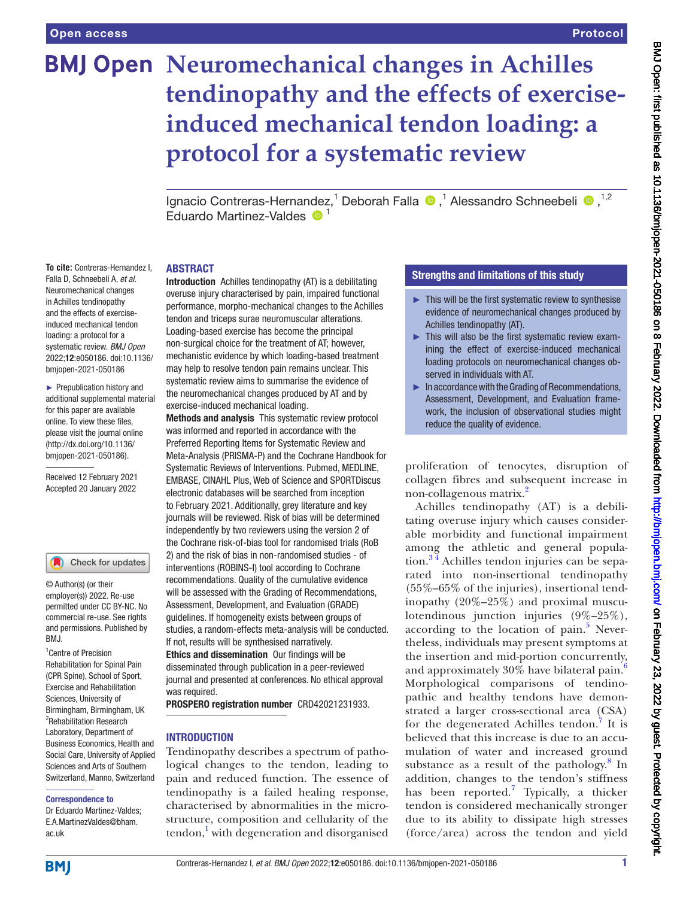# Neuromechanical changes in Achilles tendinopathy and the effects of exercise-induced mechanical tendon loading: a protocol for a systematic review

Ignacio Contreras-Hernandez,[1] Deborah Falla,[1] Alessandro Schneebeli,[1,2] Eduardo Martinez-Valdes[1]

**To cite:** Contreras-Hernandez I, Falla D, Schneebeli A, *et al*. Neuromechanical changes in Achilles tendinopathy and the effects of exercise-induced mechanical tendon loading: a protocol for a systematic review. *BMJ Open* 2022;**12**:e050186. doi:10.1136/bmjopen-2021-050186

► Prepublication history and additional supplemental material for this paper are available online. To view these files, please visit the journal online (http://dx.doi.org/10.1136/bmjopen-2021-050186).

Received 12 February 2021
Accepted 20 January 2022

© Author(s) (or their employer(s)) 2022. Re-use permitted under CC BY-NC. No commercial re-use. See rights and permissions. Published by BMJ.

[1]Centre of Precision Rehabilitation for Spinal Pain (CPR Spine), School of Sport, Exercise and Rehabilitation Sciences, University of Birmingham, Birmingham, UK
[2]Rehabilitation Research Laboratory, Department of Business Economics, Health and Social Care, University of Applied Sciences and Arts of Southern Switzerland, Manno, Switzerland

**Correspondence to**
Dr Eduardo Martinez-Valdes; E.A.MartinezValdes@bham.ac.uk

## ABSTRACT

**Introduction** Achilles tendinopathy (AT) is a debilitating overuse injury characterised by pain, impaired functional performance, morpho-mechanical changes to the Achilles tendon and triceps surae neuromuscular alterations. Loading-based exercise has become the principal non-surgical choice for the treatment of AT; however, mechanistic evidence by which loading-based treatment may help to resolve tendon pain remains unclear. This systematic review aims to summarise the evidence of the neuromechanical changes produced by AT and by exercise-induced mechanical loading.

**Methods and analysis** This systematic review protocol was informed and reported in accordance with the Preferred Reporting Items for Systematic Review and Meta-Analysis (PRISMA-P) and the Cochrane Handbook for Systematic Reviews of Interventions. Pubmed, MEDLINE, EMBASE, CINAHL Plus, Web of Science and SPORTDiscus electronic databases will be searched from inception to February 2021. Additionally, grey literature and key journals will be reviewed. Risk of bias will be determined independently by two reviewers using the version 2 of the Cochrane risk-of-bias tool for randomised trials (RoB 2) and the risk of bias in non-randomised studies - of interventions (ROBINS-I) tool according to Cochrane recommendations. Quality of the cumulative evidence will be assessed with the Grading of Recommendations, Assessment, Development, and Evaluation (GRADE) guidelines. If homogeneity exists between groups of studies, a random-effects meta-analysis will be conducted. If not, results will be synthesised narratively.

**Ethics and dissemination** Our findings will be disseminated through publication in a peer-reviewed journal and presented at conferences. No ethical approval was required.

**PROSPERO registration number** CRD42021231933.

### Strengths and limitations of this study

► This will be the first systematic review to synthesise evidence of neuromechanical changes produced by Achilles tendinopathy (AT).

► This will also be the first systematic review examining the effect of exercise-induced mechanical loading protocols on neuromechanical changes observed in individuals with AT.

► In accordance with the Grading of Recommendations, Assessment, Development, and Evaluation framework, the inclusion of observational studies might reduce the quality of evidence.

## INTRODUCTION

Tendinopathy describes a spectrum of pathological changes to the tendon, leading to pain and reduced function. The essence of tendinopathy is a failed healing response, characterised by abnormalities in the microstructure, composition and cellularity of the tendon,[1] with degeneration and disorganised proliferation of tenocytes, disruption of collagen fibres and subsequent increase in non-collagenous matrix.[2]

Achilles tendinopathy (AT) is a debilitating overuse injury which causes considerable morbidity and functional impairment among the athletic and general population.[3,4] Achilles tendon injuries can be separated into non-insertional tendinopathy (55%–65% of the injuries), insertional tendinopathy (20%–25%) and proximal musculotendinous junction injuries (9%–25%), according to the location of pain.[5] Nevertheless, individuals may present symptoms at the insertion and mid-portion concurrently, and approximately 30% have bilateral pain.[6] Morphological comparisons of tendinopathic and healthy tendons have demonstrated a larger cross-sectional area (CSA) for the degenerated Achilles tendon.[7] It is believed that this increase is due to an accumulation of water and increased ground substance as a result of the pathology.[8] In addition, changes to the tendon's stiffness has been reported.[7] Typically, a thicker tendon is considered mechanically stronger due to its ability to dissipate high stresses (force/area) across the tendon and yield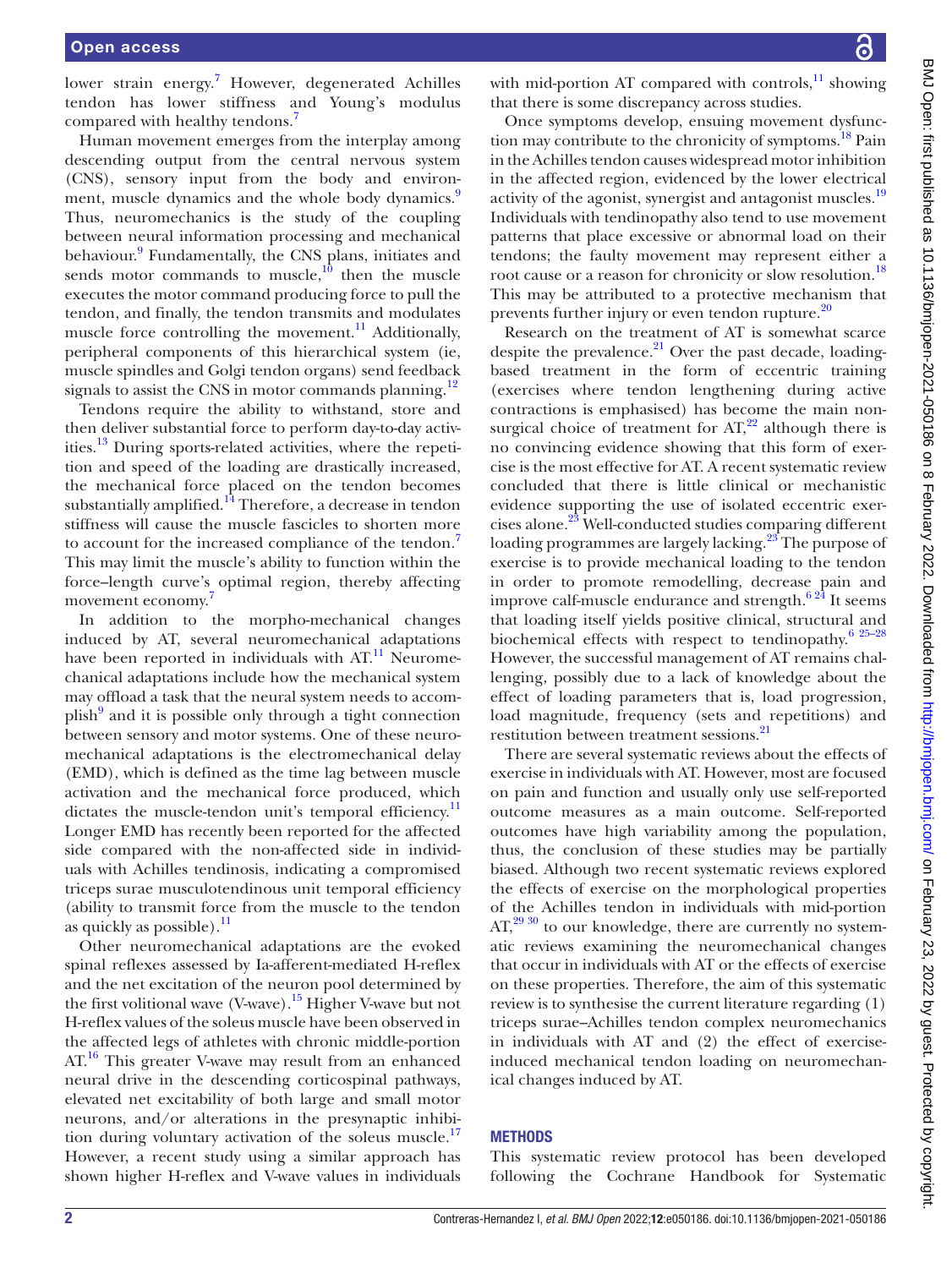lower strain energy.[7] However, degenerated Achilles tendon has lower stiffness and Young's modulus compared with healthy tendons.[7]

Human movement emerges from the interplay among descending output from the central nervous system (CNS), sensory input from the body and environment, muscle dynamics and the whole body dynamics.[9] Thus, neuromechanics is the study of the coupling between neural information processing and mechanical behaviour.[9] Fundamentally, the CNS plans, initiates and sends motor commands to muscle,[10] then the muscle executes the motor command producing force to pull the tendon, and finally, the tendon transmits and modulates muscle force controlling the movement.[11] Additionally, peripheral components of this hierarchical system (ie, muscle spindles and Golgi tendon organs) send feedback signals to assist the CNS in motor commands planning.[12]

Tendons require the ability to withstand, store and then deliver substantial force to perform day-to-day activities.[13] During sports-related activities, where the repetition and speed of the loading are drastically increased, the mechanical force placed on the tendon becomes substantially amplified.[14] Therefore, a decrease in tendon stiffness will cause the muscle fascicles to shorten more to account for the increased compliance of the tendon.[7] This may limit the muscle's ability to function within the force–length curve's optimal region, thereby affecting movement economy.[7]

In addition to the morpho-mechanical changes induced by AT, several neuromechanical adaptations have been reported in individuals with AT.[11] Neuromechanical adaptations include how the mechanical system may offload a task that the neural system needs to accomplish[9] and it is possible only through a tight connection between sensory and motor systems. One of these neuromechanical adaptations is the electromechanical delay (EMD), which is defined as the time lag between muscle activation and the mechanical force produced, which dictates the muscle-tendon unit's temporal efficiency.[11] Longer EMD has recently been reported for the affected side compared with the non-affected side in individuals with Achilles tendinosis, indicating a compromised triceps surae musculotendinous unit temporal efficiency (ability to transmit force from the muscle to the tendon as quickly as possible).[11]

Other neuromechanical adaptations are the evoked spinal reflexes assessed by Ia-afferent-mediated H-reflex and the net excitation of the neuron pool determined by the first volitional wave (V-wave).[15] Higher V-wave but not H-reflex values of the soleus muscle have been observed in the affected legs of athletes with chronic middle-portion AT.[16] This greater V-wave may result from an enhanced neural drive in the descending corticospinal pathways, elevated net excitability of both large and small motor neurons, and/or alterations in the presynaptic inhibition during voluntary activation of the soleus muscle.[17] However, a recent study using a similar approach has shown higher H-reflex and V-wave values in individuals with mid-portion AT compared with controls,[11] showing that there is some discrepancy across studies.

Once symptoms develop, ensuing movement dysfunction may contribute to the chronicity of symptoms.[18] Pain in the Achilles tendon causes widespread motor inhibition in the affected region, evidenced by the lower electrical activity of the agonist, synergist and antagonist muscles.[19] Individuals with tendinopathy also tend to use movement patterns that place excessive or abnormal load on their tendons; the faulty movement may represent either a root cause or a reason for chronicity or slow resolution.[18] This may be attributed to a protective mechanism that prevents further injury or even tendon rupture.[20]

Research on the treatment of AT is somewhat scarce despite the prevalence.[21] Over the past decade, loading-based treatment in the form of eccentric training (exercises where tendon lengthening during active contractions is emphasised) has become the main non-surgical choice of treatment for AT,[22] although there is no convincing evidence showing that this form of exercise is the most effective for AT. A recent systematic review concluded that there is little clinical or mechanistic evidence supporting the use of isolated eccentric exercises alone.[23] Well-conducted studies comparing different loading programmes are largely lacking.[23] The purpose of exercise is to provide mechanical loading to the tendon in order to promote remodelling, decrease pain and improve calf-muscle endurance and strength.[6,24] It seems that loading itself yields positive clinical, structural and biochemical effects with respect to tendinopathy.[6,25–28] However, the successful management of AT remains challenging, possibly due to a lack of knowledge about the effect of loading parameters that is, load progression, load magnitude, frequency (sets and repetitions) and restitution between treatment sessions.[21]

There are several systematic reviews about the effects of exercise in individuals with AT. However, most are focused on pain and function and usually only use self-reported outcome measures as a main outcome. Self-reported outcomes have high variability among the population, thus, the conclusion of these studies may be partially biased. Although two recent systematic reviews explored the effects of exercise on the morphological properties of the Achilles tendon in individuals with mid-portion AT,[29,30] to our knowledge, there are currently no systematic reviews examining the neuromechanical changes that occur in individuals with AT or the effects of exercise on these properties. Therefore, the aim of this systematic review is to synthesise the current literature regarding (1) triceps surae–Achilles tendon complex neuromechanics in individuals with AT and (2) the effect of exercise-induced mechanical tendon loading on neuromechanical changes induced by AT.

## METHODS

This systematic review protocol has been developed following the Cochrane Handbook for Systematic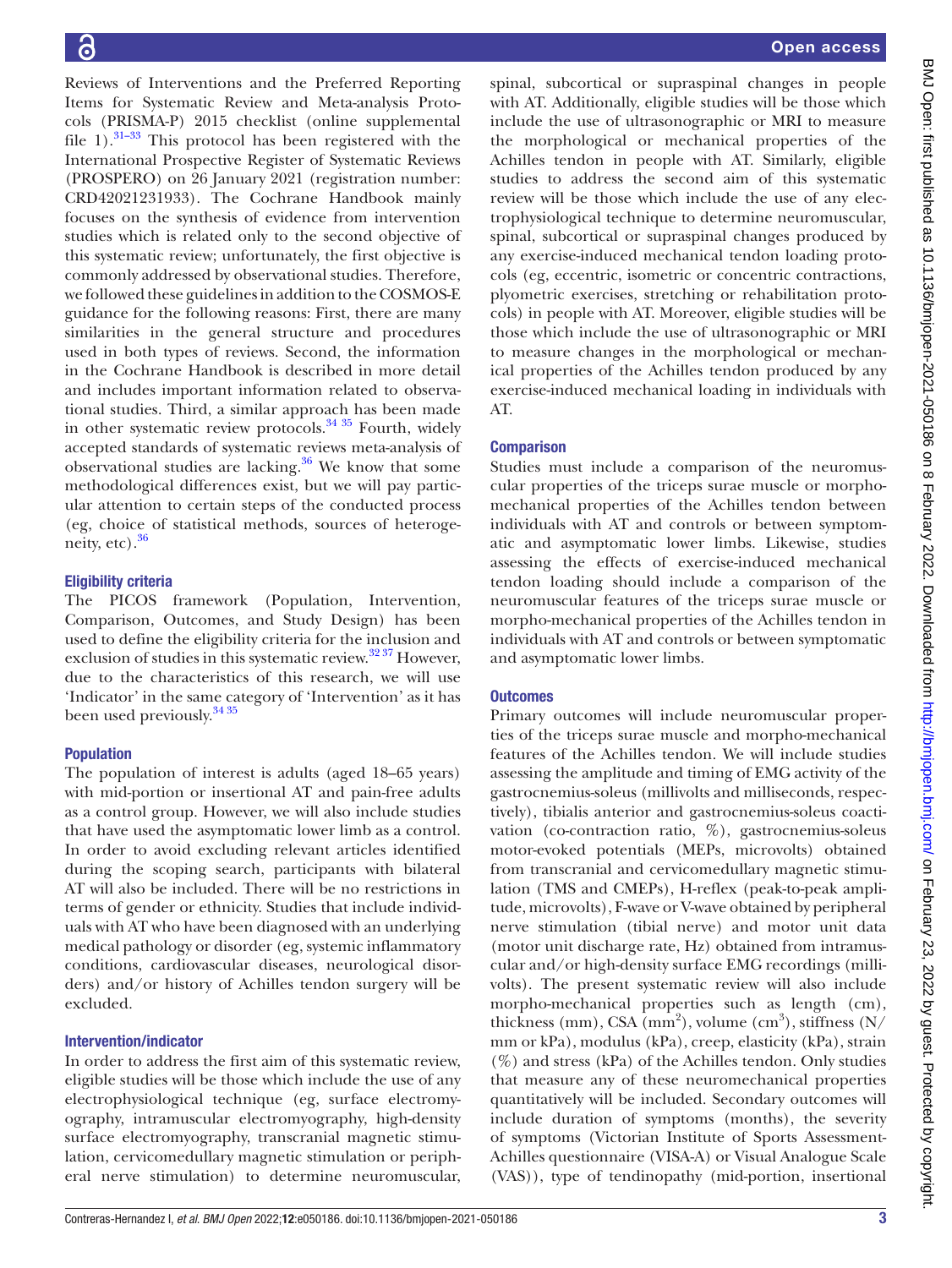Reviews of Interventions and the Preferred Reporting Items for Systematic Review and Meta-analysis Protocols (PRISMA-P) 2015 checklist (online supplemental file 1).[31–33] This protocol has been registered with the International Prospective Register of Systematic Reviews (PROSPERO) on 26 January 2021 (registration number: CRD42021231933). The Cochrane Handbook mainly focuses on the synthesis of evidence from intervention studies which is related only to the second objective of this systematic review; unfortunately, the first objective is commonly addressed by observational studies. Therefore, we followed these guidelines in addition to the COSMOS-E guidance for the following reasons: First, there are many similarities in the general structure and procedures used in both types of reviews. Second, the information in the Cochrane Handbook is described in more detail and includes important information related to observational studies. Third, a similar approach has been made in other systematic review protocols.[34 35] Fourth, widely accepted standards of systematic reviews meta-analysis of observational studies are lacking.[36] We know that some methodological differences exist, but we will pay particular attention to certain steps of the conducted process (eg, choice of statistical methods, sources of heterogeneity, etc).[36]

### Eligibility criteria

The PICOS framework (Population, Intervention, Comparison, Outcomes, and Study Design) has been used to define the eligibility criteria for the inclusion and exclusion of studies in this systematic review.[32 37] However, due to the characteristics of this research, we will use 'Indicator' in the same category of 'Intervention' as it has been used previously.[34 35]

### Population

The population of interest is adults (aged 18–65 years) with mid-portion or insertional AT and pain-free adults as a control group. However, we will also include studies that have used the asymptomatic lower limb as a control. In order to avoid excluding relevant articles identified during the scoping search, participants with bilateral AT will also be included. There will be no restrictions in terms of gender or ethnicity. Studies that include individuals with AT who have been diagnosed with an underlying medical pathology or disorder (eg, systemic inflammatory conditions, cardiovascular diseases, neurological disorders) and/or history of Achilles tendon surgery will be excluded.

### Intervention/indicator

In order to address the first aim of this systematic review, eligible studies will be those which include the use of any electrophysiological technique (eg, surface electromyography, intramuscular electromyography, high-density surface electromyography, transcranial magnetic stimulation, cervicomedullary magnetic stimulation or peripheral nerve stimulation) to determine neuromuscular, spinal, subcortical or supraspinal changes in people with AT. Additionally, eligible studies will be those which include the use of ultrasonographic or MRI to measure the morphological or mechanical properties of the Achilles tendon in people with AT. Similarly, eligible studies to address the second aim of this systematic review will be those which include the use of any electrophysiological technique to determine neuromuscular, spinal, subcortical or supraspinal changes produced by any exercise-induced mechanical tendon loading protocols (eg, eccentric, isometric or concentric contractions, plyometric exercises, stretching or rehabilitation protocols) in people with AT. Moreover, eligible studies will be those which include the use of ultrasonographic or MRI to measure changes in the morphological or mechanical properties of the Achilles tendon produced by any exercise-induced mechanical loading in individuals with AT.

### Comparison

Studies must include a comparison of the neuromuscular properties of the triceps surae muscle or morpho-mechanical properties of the Achilles tendon between individuals with AT and controls or between symptomatic and asymptomatic lower limbs. Likewise, studies assessing the effects of exercise-induced mechanical tendon loading should include a comparison of the neuromuscular features of the triceps surae muscle or morpho-mechanical properties of the Achilles tendon in individuals with AT and controls or between symptomatic and asymptomatic lower limbs.

### Outcomes

Primary outcomes will include neuromuscular properties of the triceps surae muscle and morpho-mechanical features of the Achilles tendon. We will include studies assessing the amplitude and timing of EMG activity of the gastrocnemius-soleus (millivolts and milliseconds, respectively), tibialis anterior and gastrocnemius-soleus coactivation (co-contraction ratio, %), gastrocnemius-soleus motor-evoked potentials (MEPs, microvolts) obtained from transcranial and cervicomedullary magnetic stimulation (TMS and CMEPs), H-reflex (peak-to-peak amplitude, microvolts), F-wave or V-wave obtained by peripheral nerve stimulation (tibial nerve) and motor unit data (motor unit discharge rate, Hz) obtained from intramuscular and/or high-density surface EMG recordings (millivolts). The present systematic review will also include morpho-mechanical properties such as length (cm), thickness (mm), CSA ($mm^2$), volume ($cm^3$), stiffness (N/mm or kPa), modulus (kPa), creep, elasticity (kPa), strain (%) and stress (kPa) of the Achilles tendon. Only studies that measure any of these neuromechanical properties quantitatively will be included. Secondary outcomes will include duration of symptoms (months), the severity of symptoms (Victorian Institute of Sports Assessment-Achilles questionnaire (VISA-A) or Visual Analogue Scale (VAS)), type of tendinopathy (mid-portion, insertional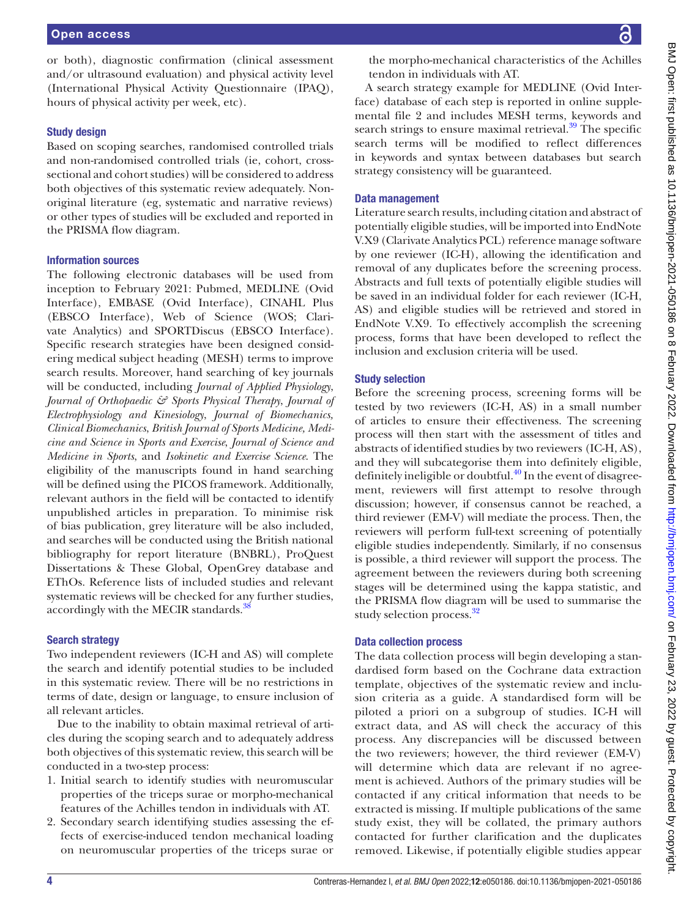or both), diagnostic confirmation (clinical assessment and/or ultrasound evaluation) and physical activity level (International Physical Activity Questionnaire (IPAQ), hours of physical activity per week, etc).

### Study design

Based on scoping searches, randomised controlled trials and non-randomised controlled trials (ie, cohort, cross-sectional and cohort studies) will be considered to address both objectives of this systematic review adequately. Non-original literature (eg, systematic and narrative reviews) or other types of studies will be excluded and reported in the PRISMA flow diagram.

### Information sources

The following electronic databases will be used from inception to February 2021: Pubmed, MEDLINE (Ovid Interface), EMBASE (Ovid Interface), CINAHL Plus (EBSCO Interface), Web of Science (WOS; Clarivate Analytics) and SPORTDiscus (EBSCO Interface). Specific research strategies have been designed considering medical subject heading (MESH) terms to improve search results. Moreover, hand searching of key journals will be conducted, including *Journal of Applied Physiology*, *Journal of Orthopaedic & Sports Physical Therapy*, *Journal of Electrophysiology and Kinesiology*, *Journal of Biomechanics*, *Clinical Biomechanics*, *British Journal of Sports Medicine*, *Medicine and Science in Sports and Exercise*, *Journal of Science and Medicine in Sports*, and *Isokinetic and Exercise Science*. The eligibility of the manuscripts found in hand searching will be defined using the PICOS framework. Additionally, relevant authors in the field will be contacted to identify unpublished articles in preparation. To minimise risk of bias publication, grey literature will be also included, and searches will be conducted using the British national bibliography for report literature (BNBRL), ProQuest Dissertations & These Global, OpenGrey database and EThOs. Reference lists of included studies and relevant systematic reviews will be checked for any further studies, accordingly with the MECIR standards.[38]

### Search strategy

Two independent reviewers (IC-H and AS) will complete the search and identify potential studies to be included in this systematic review. There will be no restrictions in terms of date, design or language, to ensure inclusion of all relevant articles.

Due to the inability to obtain maximal retrieval of articles during the scoping search and to adequately address both objectives of this systematic review, this search will be conducted in a two-step process:

1. Initial search to identify studies with neuromuscular properties of the triceps surae or morpho-mechanical features of the Achilles tendon in individuals with AT.
2. Secondary search identifying studies assessing the effects of exercise-induced tendon mechanical loading on neuromuscular properties of the triceps surae or the morpho-mechanical characteristics of the Achilles tendon in individuals with AT.

A search strategy example for MEDLINE (Ovid Interface) database of each step is reported in online supplemental file 2 and includes MESH terms, keywords and search strings to ensure maximal retrieval.[39] The specific search terms will be modified to reflect differences in keywords and syntax between databases but search strategy consistency will be guaranteed.

### Data management

Literature search results, including citation and abstract of potentially eligible studies, will be imported into EndNote V.X9 (Clarivate Analytics PCL) reference manage software by one reviewer (IC-H), allowing the identification and removal of any duplicates before the screening process. Abstracts and full texts of potentially eligible studies will be saved in an individual folder for each reviewer (IC-H, AS) and eligible studies will be retrieved and stored in EndNote V.X9. To effectively accomplish the screening process, forms that have been developed to reflect the inclusion and exclusion criteria will be used.

### Study selection

Before the screening process, screening forms will be tested by two reviewers (IC-H, AS) in a small number of articles to ensure their effectiveness. The screening process will then start with the assessment of titles and abstracts of identified studies by two reviewers (IC-H, AS), and they will subcategorise them into definitely eligible, definitely ineligible or doubtful.[40] In the event of disagreement, reviewers will first attempt to resolve through discussion; however, if consensus cannot be reached, a third reviewer (EM-V) will mediate the process. Then, the reviewers will perform full-text screening of potentially eligible studies independently. Similarly, if no consensus is possible, a third reviewer will support the process. The agreement between the reviewers during both screening stages will be determined using the kappa statistic, and the PRISMA flow diagram will be used to summarise the study selection process.[32]

### Data collection process

The data collection process will begin developing a standardised form based on the Cochrane data extraction template, objectives of the systematic review and inclusion criteria as a guide. A standardised form will be piloted a priori on a subgroup of studies. IC-H will extract data, and AS will check the accuracy of this process. Any discrepancies will be discussed between the two reviewers; however, the third reviewer (EM-V) will determine which data are relevant if no agreement is achieved. Authors of the primary studies will be contacted if any critical information that needs to be extracted is missing. If multiple publications of the same study exist, they will be collated, the primary authors contacted for further clarification and the duplicates removed. Likewise, if potentially eligible studies appear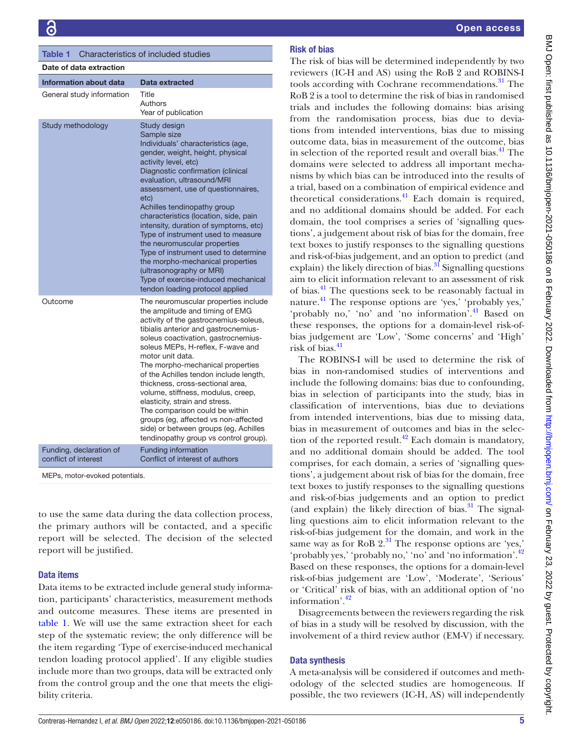**Table 1** Characteristics of included studies

| Date of data extraction | |
|---|---|
| **Information about data** | **Data extracted** |
| General study information | Title<br>Authors<br>Year of publication |
| Study methodology | Study design<br>Sample size<br>Individuals' characteristics (age, gender, weight, height, physical activity level, etc)<br>Diagnostic confirmation (clinical evaluation, ultrasound/MRI assessment, use of questionnaires, etc)<br>Achilles tendinopathy group characteristics (location, side, pain intensity, duration of symptoms, etc)<br>Type of instrument used to measure the neuromuscular properties<br>Type of instrument used to determine the morpho-mechanical properties (ultrasonography or MRI)<br>Type of exercise-induced mechanical tendon loading protocol applied |
| Outcome | The neuromuscular properties include the amplitude and timing of EMG activity of the gastrocnemius-soleus, tibialis anterior and gastrocnemius-soleus coactivation, gastrocnemius-soleus MEPs, H-reflex, F-wave and motor unit data.<br>The morpho-mechanical properties of the Achilles tendon include length, thickness, cross-sectional area, volume, stiffness, modulus, creep, elasticity, strain and stress.<br>The comparison could be within groups (eg, affected vs non-affected side) or between groups (eg, Achilles tendinopathy group vs control group). |
| Funding, declaration of conflict of interest | Funding information<br>Conflict of interest of authors |

MEPs, motor-evoked potentials.

to use the same data during the data collection process, the primary authors will be contacted, and a specific report will be selected. The decision of the selected report will be justified.

### Data items

Data items to be extracted include general study information, participants' characteristics, measurement methods and outcome measures. These items are presented in table 1. We will use the same extraction sheet for each step of the systematic review; the only difference will be the item regarding 'Type of exercise-induced mechanical tendon loading protocol applied'. If any eligible studies include more than two groups, data will be extracted only from the control group and the one that meets the eligibility criteria.

### Risk of bias

The risk of bias will be determined independently by two reviewers (IC-H and AS) using the RoB 2 and ROBINS-I tools according with Cochrane recommendations.[31] The RoB 2 is a tool to determine the risk of bias in randomised trials and includes the following domains: bias arising from the randomisation process, bias due to deviations from intended interventions, bias due to missing outcome data, bias in measurement of the outcome, bias in selection of the reported result and overall bias.[41] The domains were selected to address all important mechanisms by which bias can be introduced into the results of a trial, based on a combination of empirical evidence and theoretical considerations.[41] Each domain is required, and no additional domains should be added. For each domain, the tool comprises a series of 'signalling questions', a judgement about risk of bias for the domain, free text boxes to justify responses to the signalling questions and risk-of-bias judgement, and an option to predict (and explain) the likely direction of bias.[31] Signalling questions aim to elicit information relevant to an assessment of risk of bias.[41] The questions seek to be reasonably factual in nature.[41] The response options are 'yes,' 'probably yes,' 'probably no,' 'no' and 'no information'.[41] Based on these responses, the options for a domain-level risk-of-bias judgement are 'Low', 'Some concerns' and 'High' risk of bias.[41]

The ROBINS-I will be used to determine the risk of bias in non-randomised studies of interventions and include the following domains: bias due to confounding, bias in selection of participants into the study, bias in classification of interventions, bias due to deviations from intended interventions, bias due to missing data, bias in measurement of outcomes and bias in the selection of the reported result.[42] Each domain is mandatory, and no additional domain should be added. The tool comprises, for each domain, a series of 'signalling questions', a judgement about risk of bias for the domain, free text boxes to justify responses to the signalling questions and risk-of-bias judgements and an option to predict (and explain) the likely direction of bias.[31] The signalling questions aim to elicit information relevant to the risk-of-bias judgement for the domain, and work in the same way as for RoB 2.[31] The response options are 'yes,' 'probably yes,' 'probably no,' 'no' and 'no information'.[42] Based on these responses, the options for a domain-level risk-of-bias judgement are 'Low', 'Moderate', 'Serious' or 'Critical' risk of bias, with an additional option of 'no information'.[42]

Disagreements between the reviewers regarding the risk of bias in a study will be resolved by discussion, with the involvement of a third review author (EM-V) if necessary.

### Data synthesis

A meta-analysis will be considered if outcomes and methodology of the selected studies are homogeneous. If possible, the two reviewers (IC-H, AS) will independently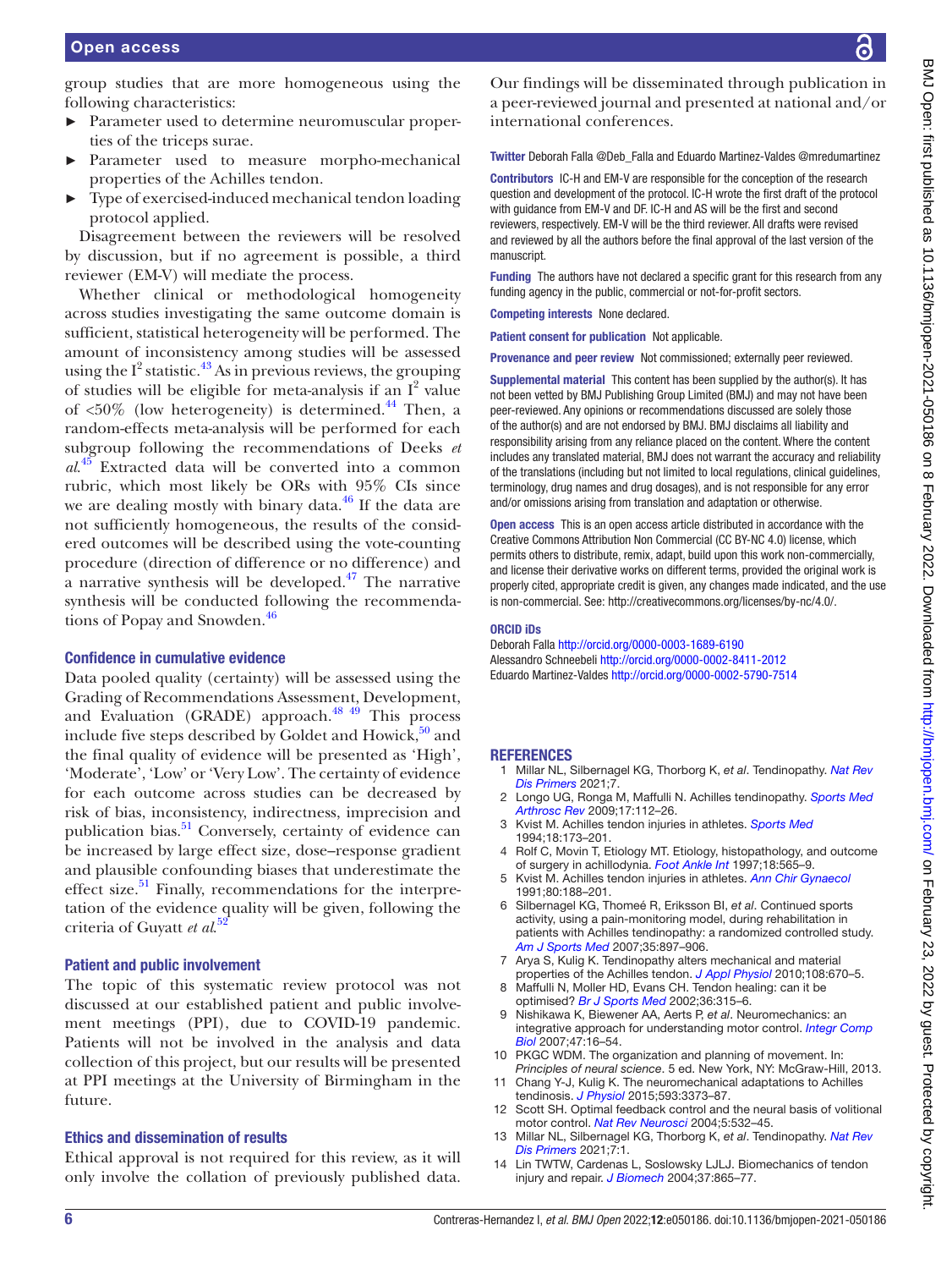group studies that are more homogeneous using the following characteristics:

- Parameter used to determine neuromuscular properties of the triceps surae.
- Parameter used to measure morpho-mechanical properties of the Achilles tendon.
- Type of exercised-induced mechanical tendon loading protocol applied.

Disagreement between the reviewers will be resolved by discussion, but if no agreement is possible, a third reviewer (EM-V) will mediate the process.

Whether clinical or methodological homogeneity across studies investigating the same outcome domain is sufficient, statistical heterogeneity will be performed. The amount of inconsistency among studies will be assessed using the $I^2$ statistic.[43] As in previous reviews, the grouping of studies will be eligible for meta-analysis if an $I^2$ value of <50% (low heterogeneity) is determined.[44] Then, a random-effects meta-analysis will be performed for each subgroup following the recommendations of Deeks *et al*.[45] Extracted data will be converted into a common rubric, which most likely be ORs with 95% CIs since we are dealing mostly with binary data.[46] If the data are not sufficiently homogeneous, the results of the considered outcomes will be described using the vote-counting procedure (direction of difference or no difference) and a narrative synthesis will be developed.[47] The narrative synthesis will be conducted following the recommendations of Popay and Snowden.[46]

## Confidence in cumulative evidence

Data pooled quality (certainty) will be assessed using the Grading of Recommendations Assessment, Development, and Evaluation (GRADE) approach.[48 49] This process include five steps described by Goldet and Howick,[50] and the final quality of evidence will be presented as 'High', 'Moderate', 'Low' or 'Very Low'. The certainty of evidence for each outcome across studies can be decreased by risk of bias, inconsistency, indirectness, imprecision and publication bias.[51] Conversely, certainty of evidence can be increased by large effect size, dose–response gradient and plausible confounding biases that underestimate the effect size.[51] Finally, recommendations for the interpretation of the evidence quality will be given, following the criteria of Guyatt *et al*.[52]

## Patient and public involvement

The topic of this systematic review protocol was not discussed at our established patient and public involvement meetings (PPI), due to COVID-19 pandemic. Patients will not be involved in the analysis and data collection of this project, but our results will be presented at PPI meetings at the University of Birmingham in the future.

## Ethics and dissemination of results

Ethical approval is not required for this review, as it will only involve the collation of previously published data. Our findings will be disseminated through publication in a peer-reviewed journal and presented at national and/or international conferences.

**Twitter** Deborah Falla @Deb_Falla and Eduardo Martinez-Valdes @mredumartinez

**Contributors** IC-H and EM-V are responsible for the conception of the research question and development of the protocol. IC-H wrote the first draft of the protocol with guidance from EM-V and DF. IC-H and AS will be the first and second reviewers, respectively. EM-V will be the third reviewer. All drafts were revised and reviewed by all the authors before the final approval of the last version of the manuscript.

**Funding** The authors have not declared a specific grant for this research from any funding agency in the public, commercial or not-for-profit sectors.

**Competing interests** None declared.

**Patient consent for publication** Not applicable.

**Provenance and peer review** Not commissioned; externally peer reviewed.

**Supplemental material** This content has been supplied by the author(s). It has not been vetted by BMJ Publishing Group Limited (BMJ) and may not have been peer-reviewed. Any opinions or recommendations discussed are solely those of the author(s) and are not endorsed by BMJ. BMJ disclaims all liability and responsibility arising from any reliance placed on the content. Where the content includes any translated material, BMJ does not warrant the accuracy and reliability of the translations (including but not limited to local regulations, clinical guidelines, terminology, drug names and drug dosages), and is not responsible for any error and/or omissions arising from translation and adaptation or otherwise.

**Open access** This is an open access article distributed in accordance with the Creative Commons Attribution Non Commercial (CC BY-NC 4.0) license, which permits others to distribute, remix, adapt, build upon this work non-commercially, and license their derivative works on different terms, provided the original work is properly cited, appropriate credit is given, any changes made indicated, and the use is non-commercial. See: http://creativecommons.org/licenses/by-nc/4.0/.

**ORCID iDs**

Deborah Falla http://orcid.org/0000-0003-1689-6190
Alessandro Schneebeli http://orcid.org/0000-0002-8411-2012
Eduardo Martinez-Valdes http://orcid.org/0000-0002-5790-7514

## REFERENCES

1. Millar NL, Silbernagel KG, Thorborg K, *et al*. Tendinopathy. *Nat Rev Dis Primers* 2021;7.
2. Longo UG, Ronga M, Maffulli N. Achilles tendinopathy. *Sports Med Arthrosc Rev* 2009;17:112–26.
3. Kvist M. Achilles tendon injuries in athletes. *Sports Med* 1994;18:173–201.
4. Rolf C, Movin T, Etiology MT. Etiology, histopathology, and outcome of surgery in achillodynia. *Foot Ankle Int* 1997;18:565–9.
5. Kvist M. Achilles tendon injuries in athletes. *Ann Chir Gynaecol* 1991;80:188–201.
6. Silbernagel KG, Thomeé R, Eriksson BI, *et al*. Continued sports activity, using a pain-monitoring model, during rehabilitation in patients with Achilles tendinopathy: a randomized controlled study. *Am J Sports Med* 2007;35:897–906.
7. Arya S, Kulig K. Tendinopathy alters mechanical and material properties of the Achilles tendon. *J Appl Physiol* 2010;108:670–5.
8. Maffulli N, Moller HD, Evans CH. Tendon healing: can it be optimised? *Br J Sports Med* 2002;36:315–6.
9. Nishikawa K, Biewener AA, Aerts P, *et al*. Neuromechanics: an integrative approach for understanding motor control. *Integr Comp Biol* 2007;47:16–54.
10. PKGC WDM. The organization and planning of movement. In: *Principles of neural science*. 5 ed. New York, NY: McGraw-Hill, 2013.
11. Chang Y-J, Kulig K. The neuromechanical adaptations to Achilles tendinosis. *J Physiol* 2015;593:3373–87.
12. Scott SH. Optimal feedback control and the neural basis of volitional motor control. *Nat Rev Neurosci* 2004;5:532–45.
13. Millar NL, Silbernagel KG, Thorborg K, *et al*. Tendinopathy. *Nat Rev Dis Primers* 2021;7:1.
14. Lin TWTW, Cardenas L, Soslowsky LJLJ. Biomechanics of tendon injury and repair. *J Biomech* 2004;37:865–77.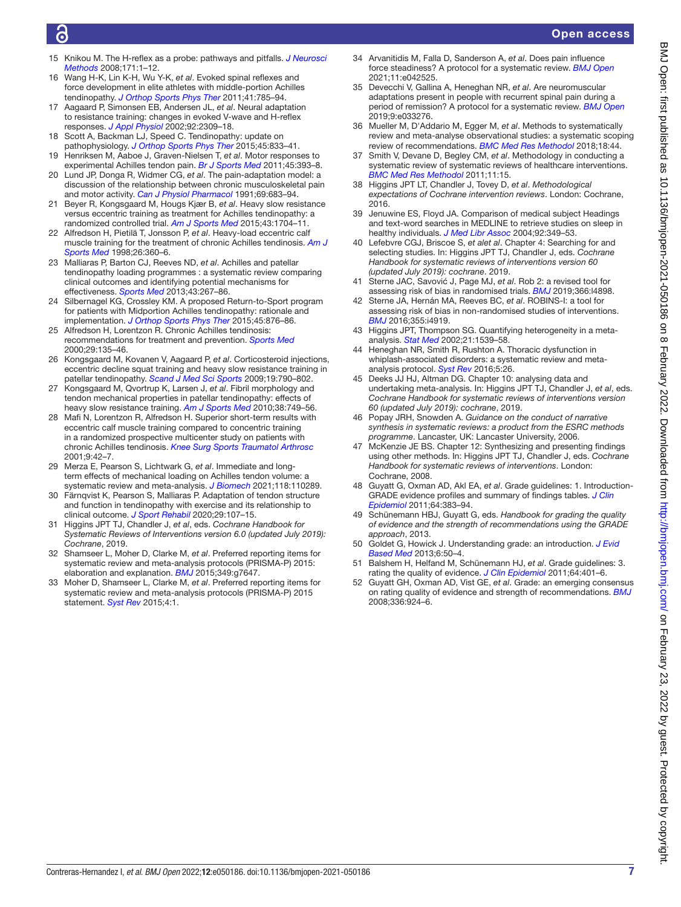15 Knikou M. The H-reflex as a probe: pathways and pitfalls. *J Neurosci Methods* 2008;171:1–12.
16 Wang H-K, Lin K-H, Wu Y-K, *et al*. Evoked spinal reflexes and force development in elite athletes with middle-portion Achilles tendinopathy. *J Orthop Sports Phys Ther* 2011;41:785–94.
17 Aagaard P, Simonsen EB, Andersen JL, *et al*. Neural adaptation to resistance training: changes in evoked V-wave and H-reflex responses. *J Appl Physiol* 2002;92:2309–18.
18 Scott A, Backman LJ, Speed C. Tendinopathy: update on pathophysiology. *J Orthop Sports Phys Ther* 2015;45:833–41.
19 Henriksen M, Aaboe J, Graven-Nielsen T, *et al*. Motor responses to experimental Achilles tendon pain. *Br J Sports Med* 2011;45:393–8.
20 Lund JP, Donga R, Widmer CG, *et al*. The pain-adaptation model: a discussion of the relationship between chronic musculoskeletal pain and motor activity. *Can J Physiol Pharmacol* 1991;69:683–94.
21 Beyer R, Kongsgaard M, Hougs Kjær B, *et al*. Heavy slow resistance versus eccentric training as treatment for Achilles tendinopathy: a randomized controlled trial. *Am J Sports Med* 2015;43:1704–11.
22 Alfredson H, Pietilä T, Jonsson P, *et al*. Heavy-load eccentric calf muscle training for the treatment of chronic Achilles tendinosis. *Am J Sports Med* 1998;26:360–6.
23 Malliaras P, Barton CJ, Reeves ND, *et al*. Achilles and patellar tendinopathy loading programmes : a systematic review comparing clinical outcomes and identifying potential mechanisms for effectiveness. *Sports Med* 2013;43:267–86.
24 Silbernagel KG, Crossley KM. A proposed Return-to-Sport program for patients with Midportion Achilles tendinopathy: rationale and implementation. *J Orthop Sports Phys Ther* 2015;45:876–86.
25 Alfredson H, Lorentzon R. Chronic Achilles tendinosis: recommendations for treatment and prevention. *Sports Med* 2000;29:135–46.
26 Kongsgaard M, Kovanen V, Aagaard P, *et al*. Corticosteroid injections, eccentric decline squat training and heavy slow resistance training in patellar tendinopathy. *Scand J Med Sci Sports* 2009;19:790–802.
27 Kongsgaard M, Qvortrup K, Larsen J, *et al*. Fibril morphology and tendon mechanical properties in patellar tendinopathy: effects of heavy slow resistance training. *Am J Sports Med* 2010;38:749–56.
28 Mafi N, Lorentzon R, Alfredson H. Superior short-term results with eccentric calf muscle training compared to concentric training in a randomized prospective multicenter study on patients with chronic Achilles tendinosis. *Knee Surg Sports Traumatol Arthrosc* 2001;9:42–7.
29 Merza E, Pearson S, Lichtwark G, *et al*. Immediate and long-term effects of mechanical loading on Achilles tendon volume: a systematic review and meta-analysis. *J Biomech* 2021;118:110289.
30 Färnqvist K, Pearson S, Malliaras P. Adaptation of tendon structure and function in tendinopathy with exercise and its relationship to clinical outcome. *J Sport Rehabil* 2020;29:107–15.
31 Higgins JPT TJ, Chandler J, *et al*, eds. *Cochrane Handbook for Systematic Reviews of Interventions version 6.0 (updated July 2019): Cochrane*, 2019.
32 Shamseer L, Moher D, Clarke M, *et al*. Preferred reporting items for systematic review and meta-analysis protocols (PRISMA-P) 2015: elaboration and explanation. *BMJ* 2015;349:g7647.
33 Moher D, Shamseer L, Clarke M, *et al*. Preferred reporting items for systematic review and meta-analysis protocols (PRISMA-P) 2015 statement. *Syst Rev* 2015;4:1.
34 Arvanitidis M, Falla D, Sanderson A, *et al*. Does pain influence force steadiness? A protocol for a systematic review. *BMJ Open* 2021;11:e042525.
35 Devecchi V, Gallina A, Heneghan NR, *et al*. Are neuromuscular adaptations present in people with recurrent spinal pain during a period of remission? A protocol for a systematic review. *BMJ Open* 2019;9:e033276.
36 Mueller M, D'Addario M, Egger M, *et al*. Methods to systematically review and meta-analyse observational studies: a systematic scoping review of recommendations. *BMC Med Res Methodol* 2018;18:44.
37 Smith V, Devane D, Begley CM, *et al*. Methodology in conducting a systematic review of systematic reviews of healthcare interventions. *BMC Med Res Methodol* 2011;11:15.
38 Higgins JPT LT, Chandler J, Tovey D, *et al*. *Methodological expectations of Cochrane intervention reviews*. London: Cochrane, 2016.
39 Jenuwine ES, Floyd JA. Comparison of medical subject Headings and text-word searches in MEDLINE to retrieve studies on sleep in healthy individuals. *J Med Libr Assoc* 2004;92:349–53.
40 Lefebvre CGJ, Briscoe S, *et alet al*. Chapter 4: Searching for and selecting studies. In: Higgins JPT TJ, Chandler J, eds. *Cochrane Handbook for systematic reviews of interventions version 60 (updated July 2019): cochrane*. 2019.
41 Sterne JAC, Savović J, Page MJ, *et al*. Rob 2: a revised tool for assessing risk of bias in randomised trials. *BMJ* 2019;366:l4898.
42 Sterne JA, Hernán MA, Reeves BC, *et al*. ROBINS-I: a tool for assessing risk of bias in non-randomised studies of interventions. *BMJ* 2016;355:i4919.
43 Higgins JPT, Thompson SG. Quantifying heterogeneity in a meta-analysis. *Stat Med* 2002;21:1539–58.
44 Heneghan NR, Smith R, Rushton A. Thoracic dysfunction in whiplash-associated disorders: a systematic review and meta-analysis protocol. *Syst Rev* 2016;5:26.
45 Deeks JJ HJ, Altman DG. Chapter 10: analysing data and undertaking meta-analysis. In: Higgins JPT TJ, Chandler J, *et al*, eds. *Cochrane Handbook for systematic reviews of interventions version 60 (updated July 2019): cochrane*, 2019.
46 Popay JRH, Snowden A. *Guidance on the conduct of narrative synthesis in systematic reviews: a product from the ESRC methods programme*. Lancaster, UK: Lancaster University, 2006.
47 McKenzie JE BS. Chapter 12: Synthesizing and presenting findings using other methods. In: Higgins JPT TJ, Chandler J, eds. *Cochrane Handbook for systematic reviews of interventions*. London: Cochrane, 2008.
48 Guyatt G, Oxman AD, Akl EA, *et al*. Grade guidelines: 1. Introduction-GRADE evidence profiles and summary of findings tables. *J Clin Epidemiol* 2011;64:383–94.
49 Schünemann HBJ, Guyatt G, eds. *Handbook for grading the quality of evidence and the strength of recommendations using the GRADE approach*, 2013.
50 Goldet G, Howick J. Understanding grade: an introduction. *J Evid Based Med* 2013;6:50–4.
51 Balshem H, Helfand M, Schünemann HJ, *et al*. Grade guidelines: 3. rating the quality of evidence. *J Clin Epidemiol* 2011;64:401–6.
52 Guyatt GH, Oxman AD, Vist GE, *et al*. Grade: an emerging consensus on rating quality of evidence and strength of recommendations. *BMJ* 2008;336:924–6.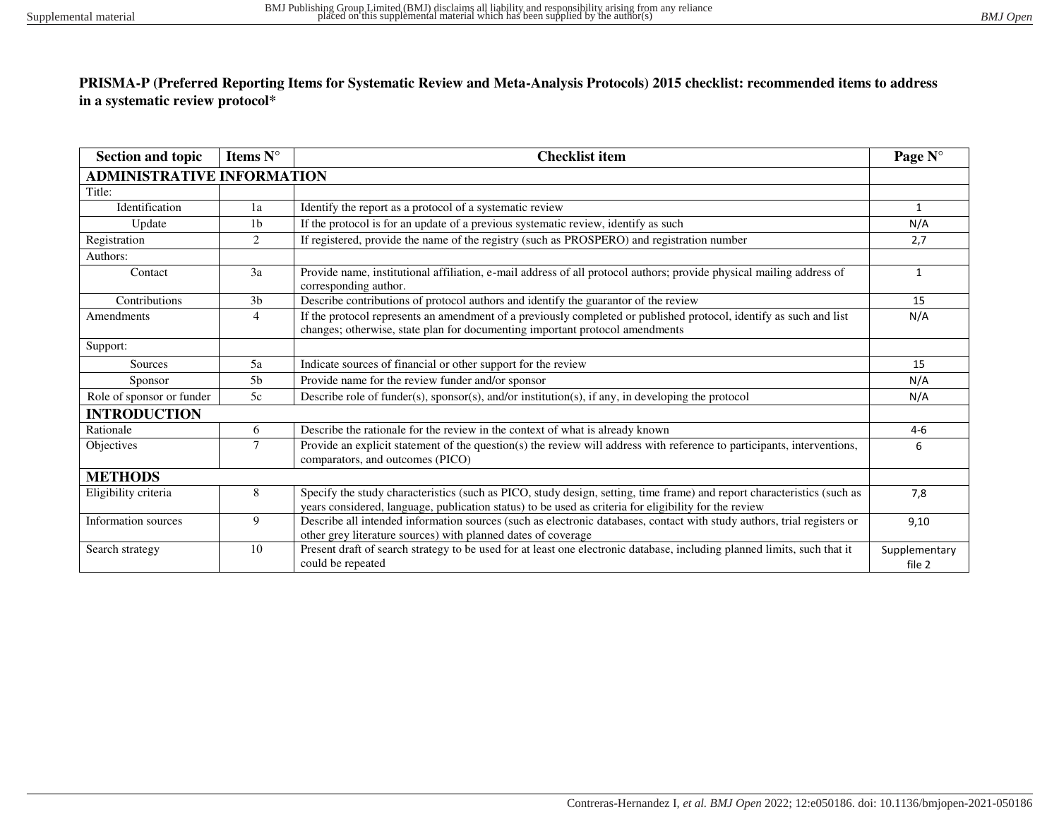**PRISMA-P (Preferred Reporting Items for Systematic Review and Meta-Analysis Protocols) 2015 checklist: recommended items to address in a systematic review protocol***

| Section and topic | Items N° | Checklist item | Page N° |
|---|---|---|---|
| **ADMINISTRATIVE INFORMATION** | | | |
| Title: | | | |
| Identification | 1a | Identify the report as a protocol of a systematic review | 1 |
| Update | 1b | If the protocol is for an update of a previous systematic review, identify as such | N/A |
| Registration | 2 | If registered, provide the name of the registry (such as PROSPERO) and registration number | 2,7 |
| Authors: | | | |
| Contact | 3a | Provide name, institutional affiliation, e-mail address of all protocol authors; provide physical mailing address of corresponding author. | 1 |
| Contributions | 3b | Describe contributions of protocol authors and identify the guarantor of the review | 15 |
| Amendments | 4 | If the protocol represents an amendment of a previously completed or published protocol, identify as such and list changes; otherwise, state plan for documenting important protocol amendments | N/A |
| Support: | | | |
| Sources | 5a | Indicate sources of financial or other support for the review | 15 |
| Sponsor | 5b | Provide name for the review funder and/or sponsor | N/A |
| Role of sponsor or funder | 5c | Describe role of funder(s), sponsor(s), and/or institution(s), if any, in developing the protocol | N/A |
| **INTRODUCTION** | | | |
| Rationale | 6 | Describe the rationale for the review in the context of what is already known | 4-6 |
| Objectives | 7 | Provide an explicit statement of the question(s) the review will address with reference to participants, interventions, comparators, and outcomes (PICO) | 6 |
| **METHODS** | | | |
| Eligibility criteria | 8 | Specify the study characteristics (such as PICO, study design, setting, time frame) and report characteristics (such as years considered, language, publication status) to be used as criteria for eligibility for the review | 7,8 |
| Information sources | 9 | Describe all intended information sources (such as electronic databases, contact with study authors, trial registers or other grey literature sources) with planned dates of coverage | 9,10 |
| Search strategy | 10 | Present draft of search strategy to be used for at least one electronic database, including planned limits, such that it could be repeated | Supplementary file 2 |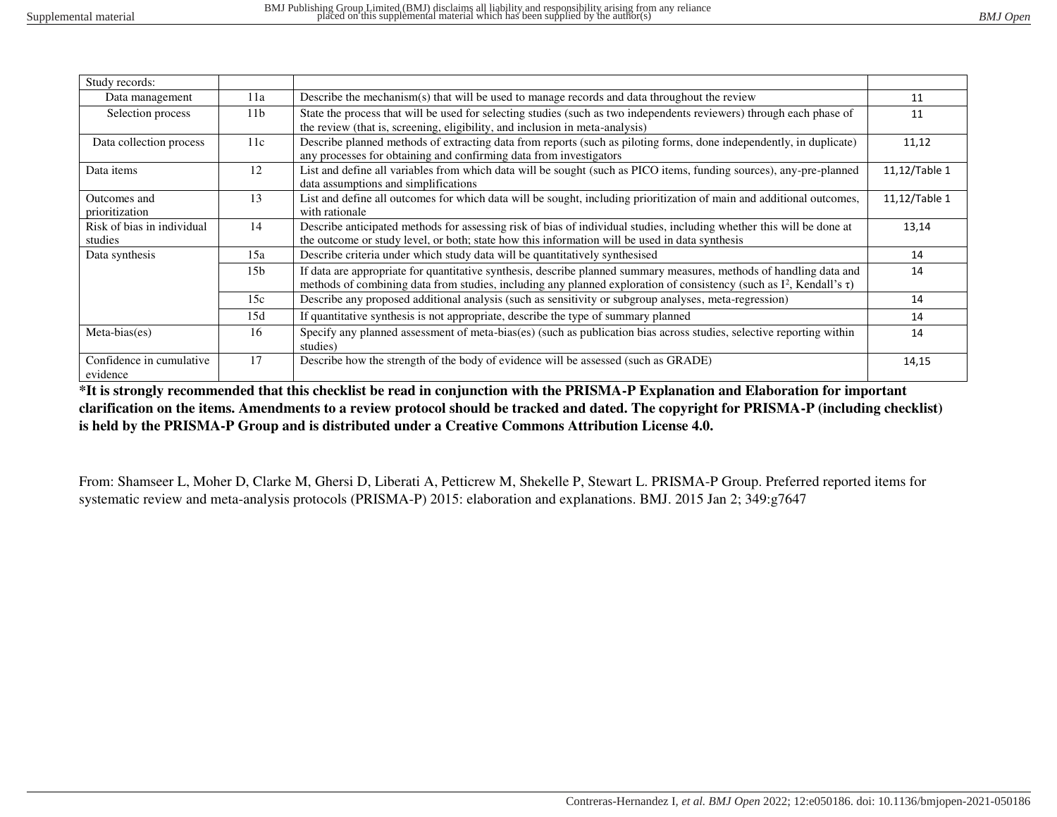| Study records: | | | |
|---|---|---|---|
| Data management | 11a | Describe the mechanism(s) that will be used to manage records and data throughout the review | 11 |
| Selection process | 11b | State the process that will be used for selecting studies (such as two independents reviewers) through each phase of the review (that is, screening, eligibility, and inclusion in meta-analysis) | 11 |
| Data collection process | 11c | Describe planned methods of extracting data from reports (such as piloting forms, done independently, in duplicate) any processes for obtaining and confirming data from investigators | 11,12 |
| Data items | 12 | List and define all variables from which data will be sought (such as PICO items, funding sources), any-pre-planned data assumptions and simplifications | 11,12/Table 1 |
| Outcomes and prioritization | 13 | List and define all outcomes for which data will be sought, including prioritization of main and additional outcomes, with rationale | 11,12/Table 1 |
| Risk of bias in individual studies | 14 | Describe anticipated methods for assessing risk of bias of individual studies, including whether this will be done at the outcome or study level, or both; state how this information will be used in data synthesis | 13,14 |
| Data synthesis | 15a | Describe criteria under which study data will be quantitatively synthesised | 14 |
| | 15b | If data are appropriate for quantitative synthesis, describe planned summary measures, methods of handling data and methods of combining data from studies, including any planned exploration of consistency (such as $I^2$, Kendall's $\tau$) | 14 |
| | 15c | Describe any proposed additional analysis (such as sensitivity or subgroup analyses, meta-regression) | 14 |
| | 15d | If quantitative synthesis is not appropriate, describe the type of summary planned | 14 |
| Meta-bias(es) | 16 | Specify any planned assessment of meta-bias(es) (such as publication bias across studies, selective reporting within studies) | 14 |
| Confidence in cumulative evidence | 17 | Describe how the strength of the body of evidence will be assessed (such as GRADE) | 14,15 |

**\*It is strongly recommended that this checklist be read in conjunction with the PRISMA-P Explanation and Elaboration for important clarification on the items. Amendments to a review protocol should be tracked and dated. The copyright for PRISMA-P (including checklist) is held by the PRISMA-P Group and is distributed under a Creative Commons Attribution License 4.0.**

From: Shamseer L, Moher D, Clarke M, Ghersi D, Liberati A, Petticrew M, Shekelle P, Stewart L. PRISMA-P Group. Preferred reported items for systematic review and meta-analysis protocols (PRISMA-P) 2015: elaboration and explanations. BMJ. 2015 Jan 2; 349:g7647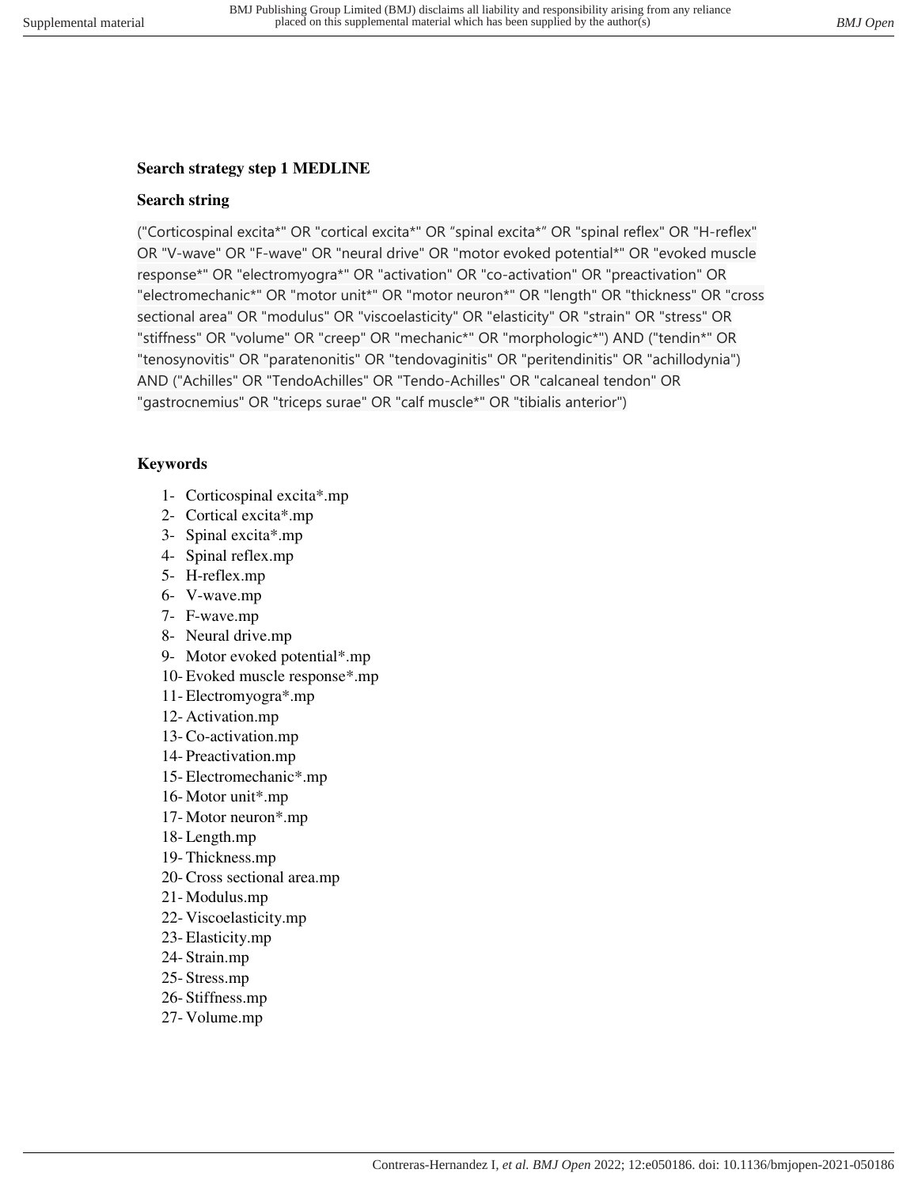### Search strategy step 1 MEDLINE

### Search string

("Corticospinal excita*" OR "cortical excita*" OR "spinal excita*" OR "spinal reflex" OR "H-reflex" OR "V-wave" OR "F-wave" OR "neural drive" OR "motor evoked potential*" OR "evoked muscle response*" OR "electromyogra*" OR "activation" OR "co-activation" OR "preactivation" OR "electromechanic*" OR "motor unit*" OR "motor neuron*" OR "length" OR "thickness" OR "cross sectional area" OR "modulus" OR "viscoelasticity" OR "elasticity" OR "strain" OR "stress" OR "stiffness" OR "volume" OR "creep" OR "mechanic*" OR "morphologic*") AND ("tendin*" OR "tenosynovitis" OR "paratenonitis" OR "tendovaginitis" OR "peritendinitis" OR "achillodynia") AND ("Achilles" OR "TendoAchilles" OR "Tendo-Achilles" OR "calcaneal tendon" OR "gastrocnemius" OR "triceps surae" OR "calf muscle*" OR "tibialis anterior")

### Keywords

1- Corticospinal excita*.mp
2- Cortical excita*.mp
3- Spinal excita*.mp
4- Spinal reflex.mp
5- H-reflex.mp
6- V-wave.mp
7- F-wave.mp
8- Neural drive.mp
9- Motor evoked potential*.mp
10- Evoked muscle response*.mp
11- Electromyogra*.mp
12- Activation.mp
13- Co-activation.mp
14- Preactivation.mp
15- Electromechanic*.mp
16- Motor unit*.mp
17- Motor neuron*.mp
18- Length.mp
19- Thickness.mp
20- Cross sectional area.mp
21- Modulus.mp
22- Viscoelasticity.mp
23- Elasticity.mp
24- Strain.mp
25- Stress.mp
26- Stiffness.mp
27- Volume.mp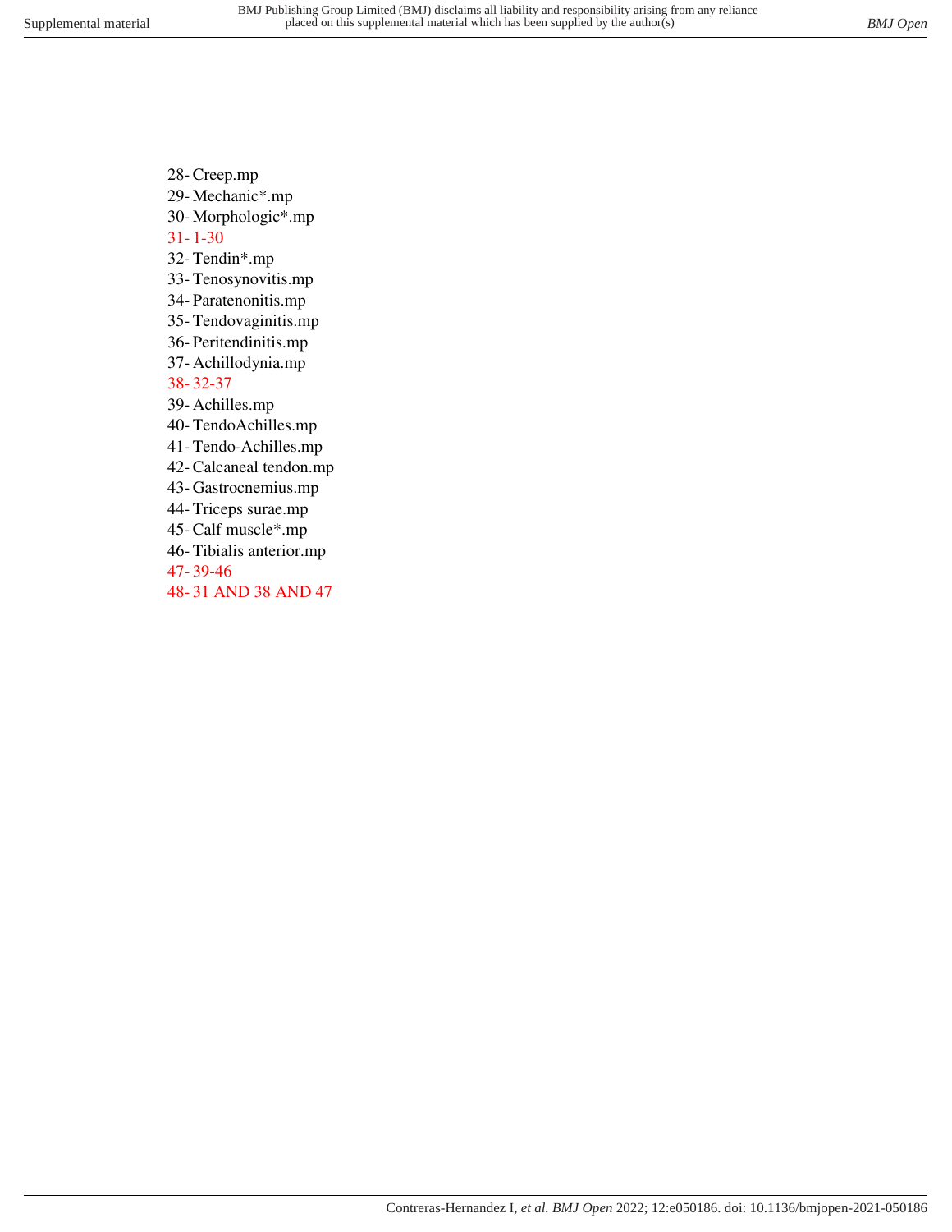28- Creep.mp
29- Mechanic*.mp
30- Morphologic*.mp
31- 1-30
32- Tendin*.mp
33- Tenosynovitis.mp
34- Paratenonitis.mp
35- Tendovaginitis.mp
36- Peritendinitis.mp
37- Achillodynia.mp
38- 32-37
39- Achilles.mp
40- TendoAchilles.mp
41- Tendo-Achilles.mp
42- Calcaneal tendon.mp
43- Gastrocnemius.mp
44- Triceps surae.mp
45- Calf muscle*.mp
46- Tibialis anterior.mp
47- 39-46
48- 31 AND 38 AND 47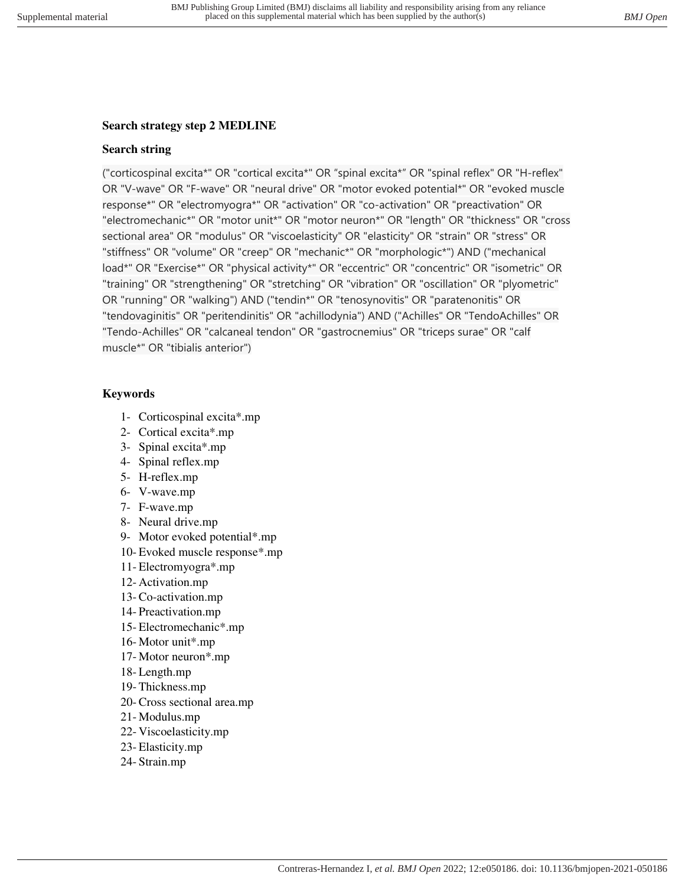### Search strategy step 2 MEDLINE

### Search string

("corticospinal excita*" OR "cortical excita*" OR "spinal excita*" OR "spinal reflex" OR "H-reflex" OR "V-wave" OR "F-wave" OR "neural drive" OR "motor evoked potential*" OR "evoked muscle response*" OR "electromyogra*" OR "activation" OR "co-activation" OR "preactivation" OR "electromechanic*" OR "motor unit*" OR "motor neuron*" OR "length" OR "thickness" OR "cross sectional area" OR "modulus" OR "viscoelasticity" OR "elasticity" OR "strain" OR "stress" OR "stiffness" OR "volume" OR "creep" OR "mechanic*" OR "morphologic*") AND ("mechanical load*" OR "Exercise*" OR "physical activity*" OR "eccentric" OR "concentric" OR "isometric" OR "training" OR "strengthening" OR "stretching" OR "vibration" OR "oscillation" OR "plyometric" OR "running" OR "walking") AND ("tendin*" OR "tenosynovitis" OR "paratenonitis" OR "tendovaginitis" OR "peritendinitis" OR "achillodynia") AND ("Achilles" OR "TendoAchilles" OR "Tendo-Achilles" OR "calcaneal tendon" OR "gastrocnemius" OR "triceps surae" OR "calf muscle*" OR "tibialis anterior")

### Keywords

1- Corticospinal excita*.mp
2- Cortical excita*.mp
3- Spinal excita*.mp
4- Spinal reflex.mp
5- H-reflex.mp
6- V-wave.mp
7- F-wave.mp
8- Neural drive.mp
9- Motor evoked potential*.mp
10- Evoked muscle response*.mp
11- Electromyogra*.mp
12- Activation.mp
13- Co-activation.mp
14- Preactivation.mp
15- Electromechanic*.mp
16- Motor unit*.mp
17- Motor neuron*.mp
18- Length.mp
19- Thickness.mp
20- Cross sectional area.mp
21- Modulus.mp
22- Viscoelasticity.mp
23- Elasticity.mp
24- Strain.mp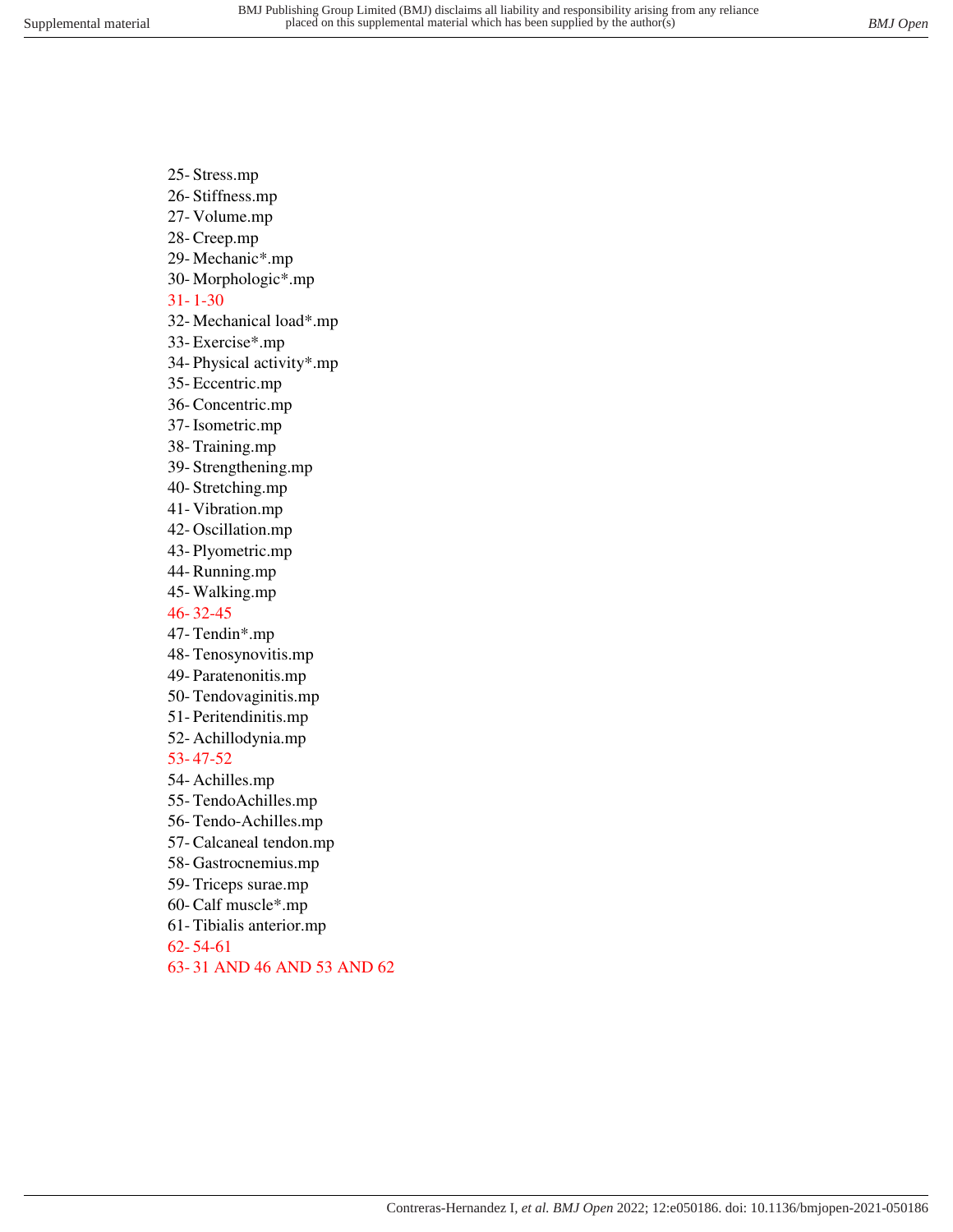25- Stress.mp
26- Stiffness.mp
27- Volume.mp
28- Creep.mp
29- Mechanic*.mp
30- Morphologic*.mp
31- 1-30
32- Mechanical load*.mp
33- Exercise*.mp
34- Physical activity*.mp
35- Eccentric.mp
36- Concentric.mp
37- Isometric.mp
38- Training.mp
39- Strengthening.mp
40- Stretching.mp
41- Vibration.mp
42- Oscillation.mp
43- Plyometric.mp
44- Running.mp
45- Walking.mp
46- 32-45
47- Tendin*.mp
48- Tenosynovitis.mp
49- Paratenonitis.mp
50- Tendovaginitis.mp
51- Peritendinitis.mp
52- Achillodynia.mp
53- 47-52
54- Achilles.mp
55- TendoAchilles.mp
56- Tendo-Achilles.mp
57- Calcaneal tendon.mp
58- Gastrocnemius.mp
59- Triceps surae.mp
60- Calf muscle*.mp
61- Tibialis anterior.mp
62- 54-61
63- 31 AND 46 AND 53 AND 62